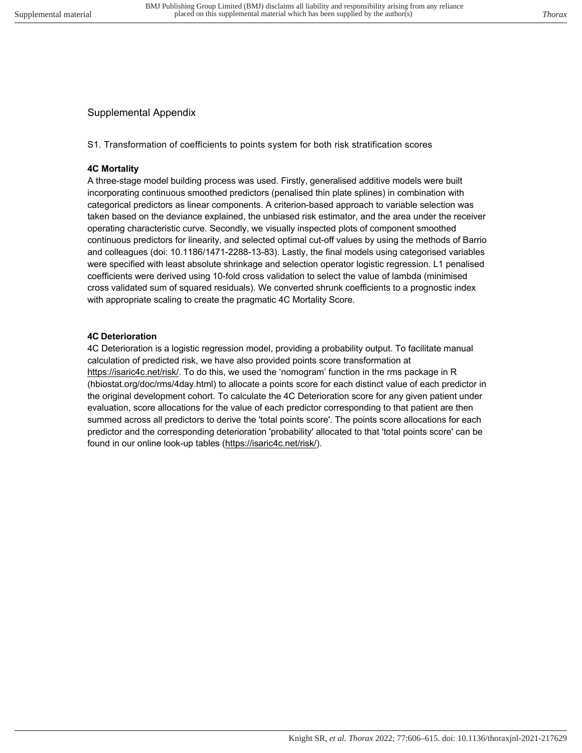# Supplemental Appendix

## S1. Transformation of coefficients to points system for both risk stratification scores

### 4C Mortality

A three-stage model building process was used. Firstly, generalised additive models were built incorporating continuous smoothed predictors (penalised thin plate splines) in combination with categorical predictors as linear components. A criterion-based approach to variable selection was taken based on the deviance explained, the unbiased risk estimator, and the area under the receiver operating characteristic curve. Secondly, we visually inspected plots of component smoothed continuous predictors for linearity, and selected optimal cut-off values by using the methods of Barrio and colleagues (doi: 10.1186/1471-2288-13-83). Lastly, the final models using categorised variables were specified with least absolute shrinkage and selection operator logistic regression. L1 penalised coefficients were derived using 10-fold cross validation to select the value of lambda (minimised cross validated sum of squared residuals). We converted shrunk coefficients to a prognostic index with appropriate scaling to create the pragmatic 4C Mortality Score.

### 4C Deterioration

4C Deterioration is a logistic regression model, providing a probability output. To facilitate manual calculation of predicted risk, we have also provided points score transformation at https://isaric4c.net/risk/. To do this, we used the 'nomogram' function in the rms package in R (hbiostat.org/doc/rms/4day.html) to allocate a points score for each distinct value of each predictor in the original development cohort. To calculate the 4C Deterioration score for any given patient under evaluation, score allocations for the value of each predictor corresponding to that patient are then summed across all predictors to derive the 'total points score'. The points score allocations for each predictor and the corresponding deterioration 'probability' allocated to that 'total points score' can be found in our online look-up tables (https://isaric4c.net/risk/).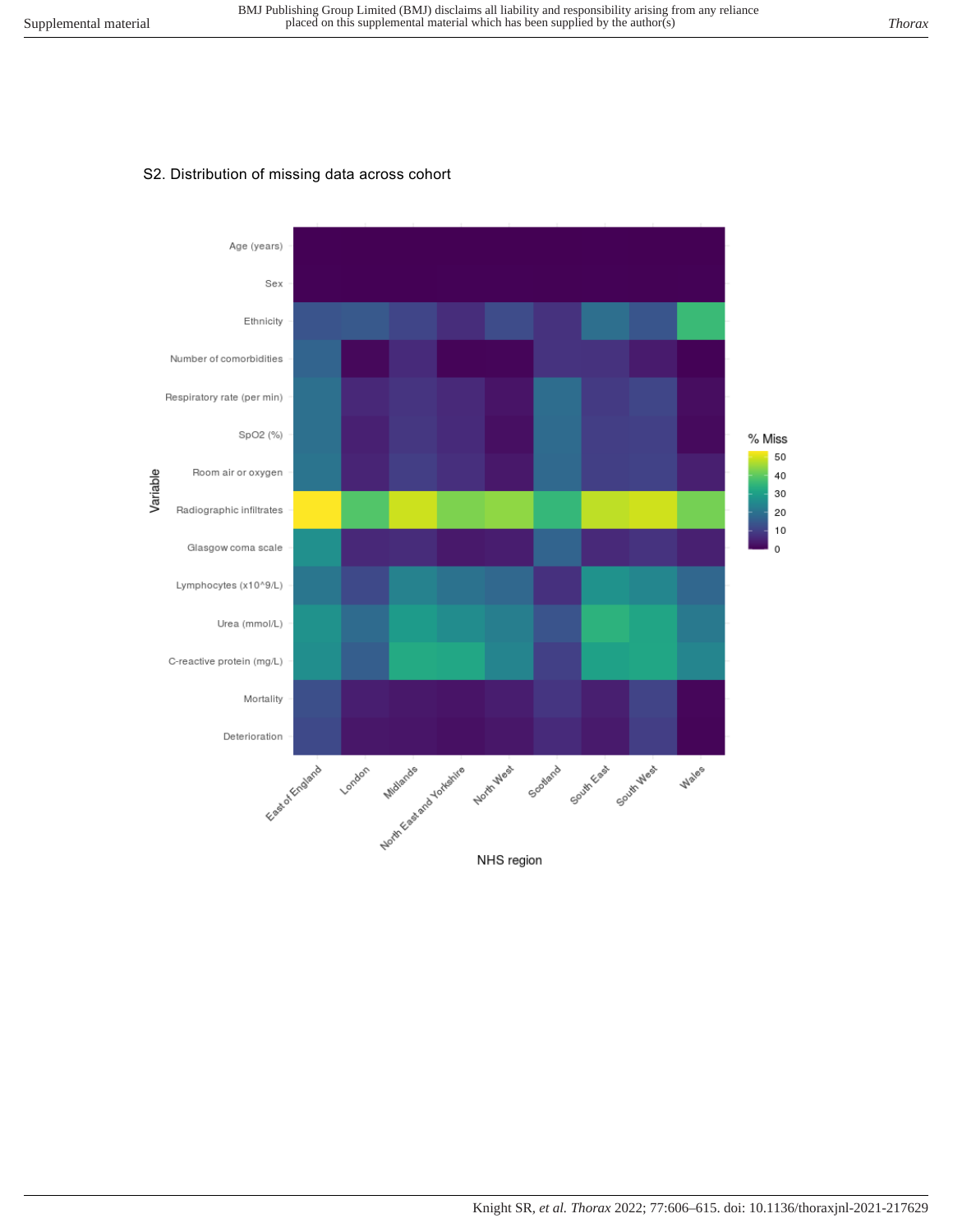## S2. Distribution of missing data across cohort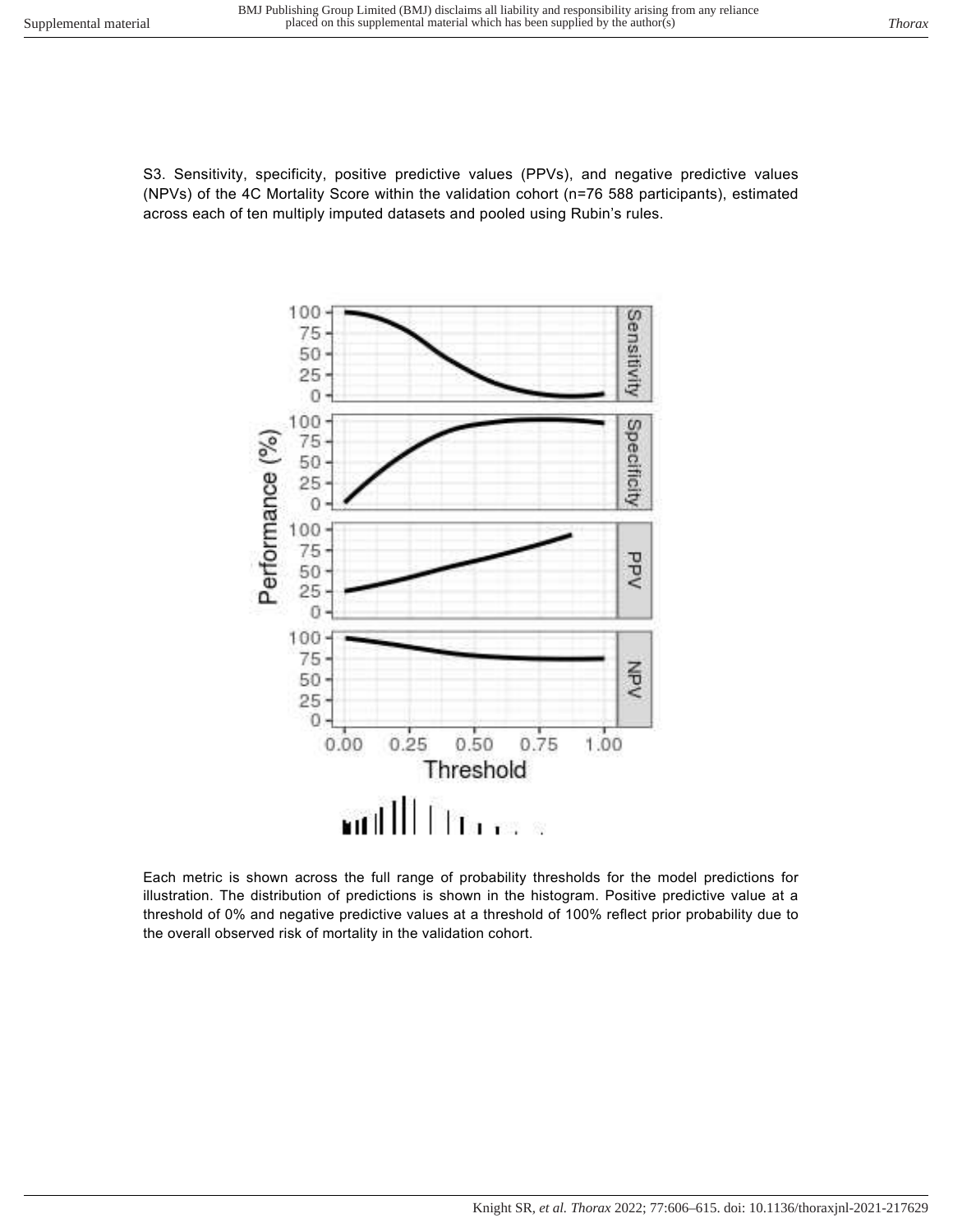S3. Sensitivity, specificity, positive predictive values (PPVs), and negative predictive values (NPVs) of the 4C Mortality Score within the validation cohort (n=76 588 participants), estimated across each of ten multiply imputed datasets and pooled using Rubin's rules.

Each metric is shown across the full range of probability thresholds for the model predictions for illustration. The distribution of predictions is shown in the histogram. Positive predictive value at a threshold of 0% and negative predictive values at a threshold of 100% reflect prior probability due to the overall observed risk of mortality in the validation cohort.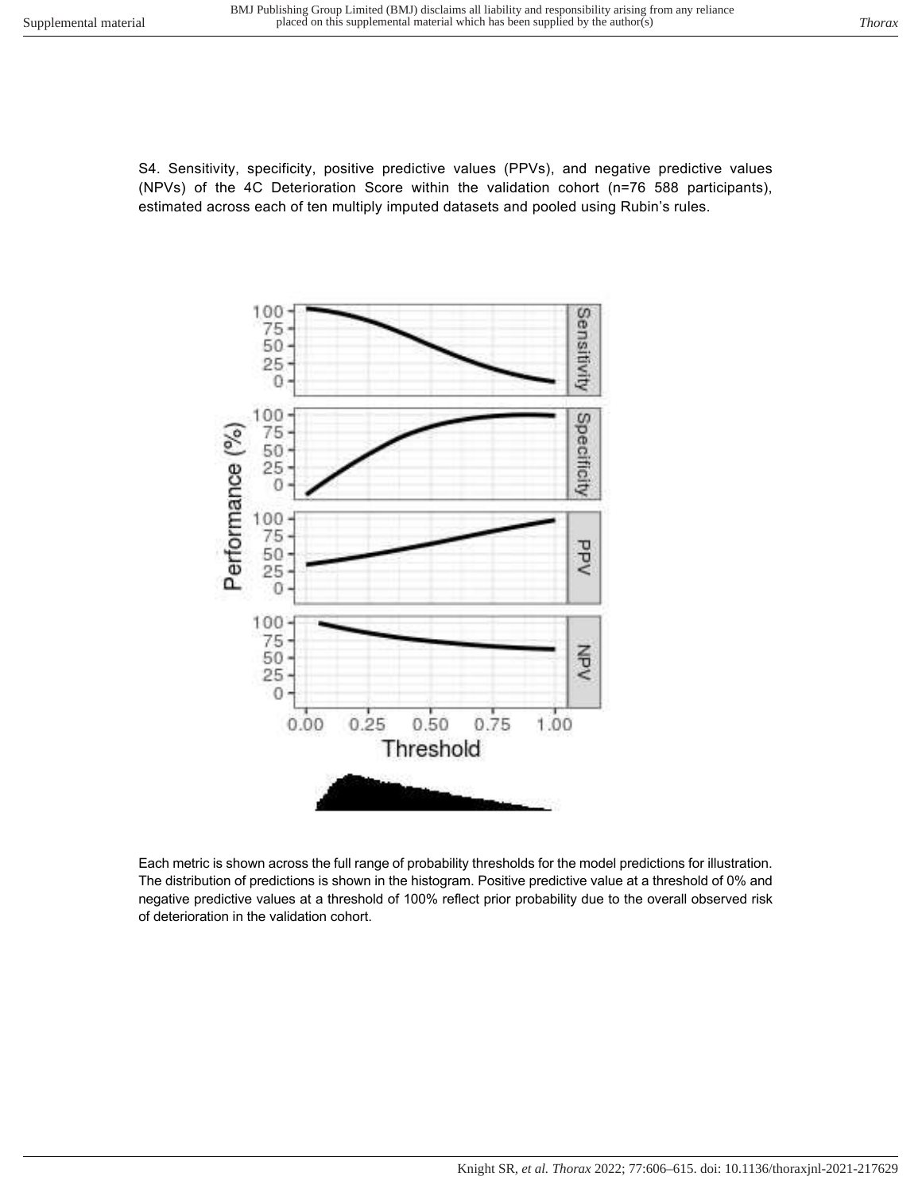S4. Sensitivity, specificity, positive predictive values (PPVs), and negative predictive values (NPVs) of the 4C Deterioration Score within the validation cohort (n=76 588 participants), estimated across each of ten multiply imputed datasets and pooled using Rubin's rules.

Each metric is shown across the full range of probability thresholds for the model predictions for illustration. The distribution of predictions is shown in the histogram. Positive predictive value at a threshold of 0% and negative predictive values at a threshold of 100% reflect prior probability due to the overall observed risk of deterioration in the validation cohort.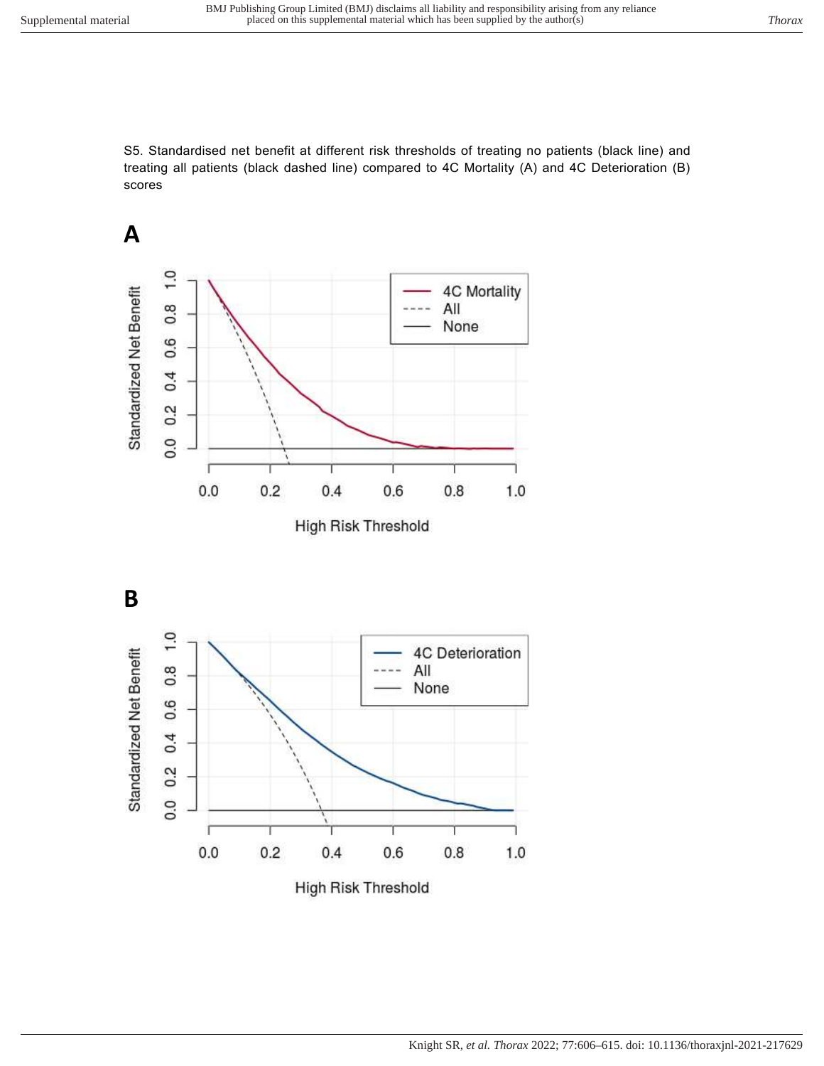S5. Standardised net benefit at different risk thresholds of treating no patients (black line) and treating all patients (black dashed line) compared to 4C Mortality (A) and 4C Deterioration (B) scores

**A**

**B**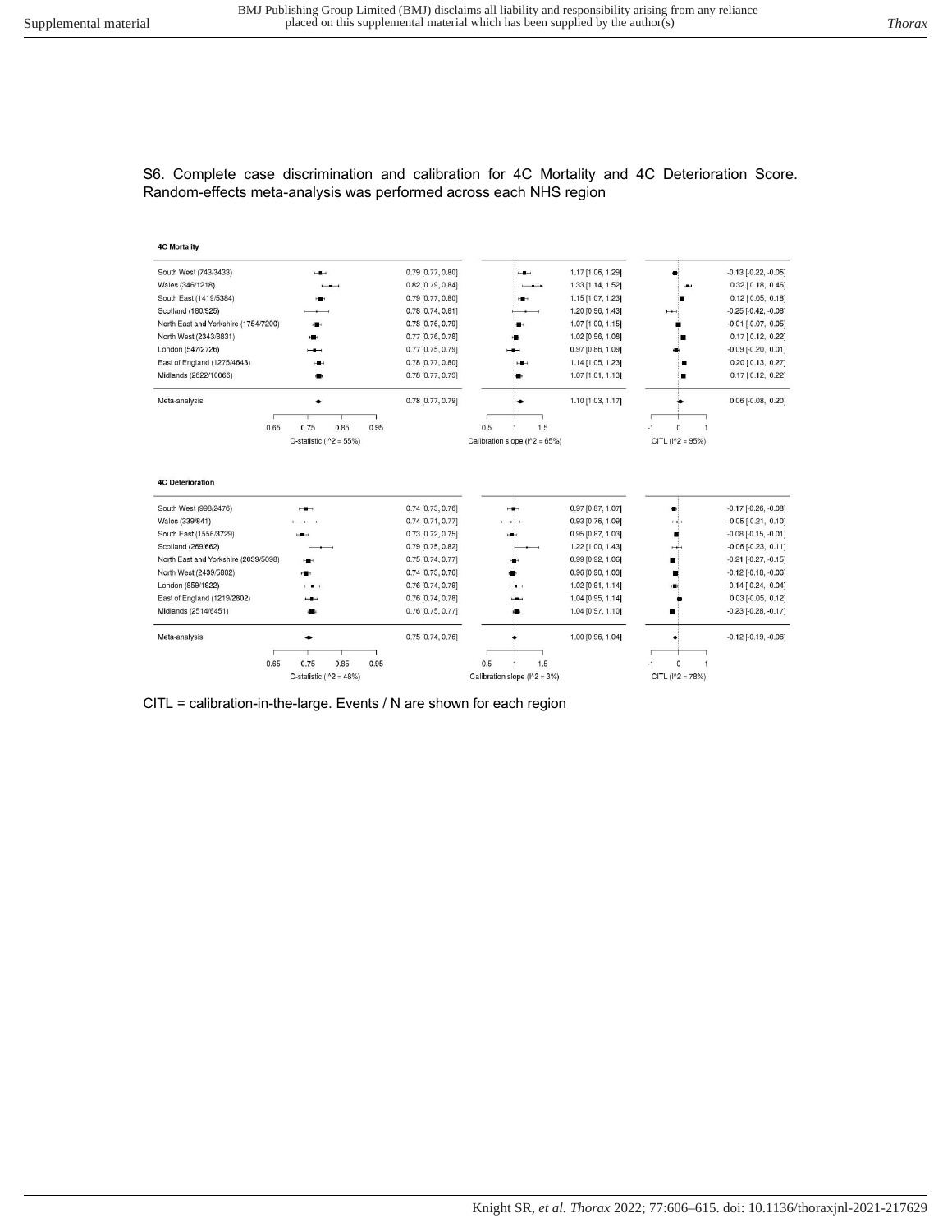S6. Complete case discrimination and calibration for 4C Mortality and 4C Deterioration Score. Random-effects meta-analysis was performed across each NHS region

**4C Mortality**

| Region | C-statistic | Calibration slope | CITL |
|---|---|---|---|
| South West (743/3433) | 0.79 [0.77, 0.80] | 1.17 [1.06, 1.29] | -0.13 [-0.22, -0.05] |
| Wales (346/1218) | 0.82 [0.79, 0.84] | 1.33 [1.14, 1.52] | 0.32 [0.18, 0.46] |
| South East (1419/5384) | 0.79 [0.77, 0.80] | 1.15 [1.07, 1.23] | 0.12 [0.05, 0.18] |
| Scotland (180/925) | 0.78 [0.74, 0.81] | 1.20 [0.96, 1.43] | -0.25 [-0.42, -0.08] |
| North East and Yorkshire (1754/7200) | 0.78 [0.76, 0.79] | 1.07 [1.00, 1.15] | -0.01 [-0.07, 0.05] |
| North West (2343/8831) | 0.77 [0.76, 0.78] | 1.02 [0.96, 1.08] | 0.17 [0.12, 0.22] |
| London (547/2726) | 0.77 [0.75, 0.79] | 0.97 [0.86, 1.09] | -0.09 [-0.20, 0.01] |
| East of England (1275/4643) | 0.78 [0.77, 0.80] | 1.14 [1.05, 1.23] | 0.20 [0.13, 0.27] |
| Midlands (2622/10066) | 0.78 [0.77, 0.79] | 1.07 [1.01, 1.13] | 0.17 [0.12, 0.22] |
| Meta-analysis | 0.78 [0.77, 0.79] | 1.10 [1.03, 1.17] | 0.06 [-0.08, 0.20] |
| | C-statistic ($I^2$ = 55%) | Calibration slope ($I^2$ = 65%) | CITL ($I^2$ = 95%) |

**4C Deterioration**

| Region | C-statistic | Calibration slope | CITL |
|---|---|---|---|
| South West (998/2476) | 0.74 [0.73, 0.76] | 0.97 [0.87, 1.07] | -0.17 [-0.26, -0.08] |
| Wales (339/841) | 0.74 [0.71, 0.77] | 0.93 [0.76, 1.09] | -0.05 [-0.21, 0.10] |
| South East (1556/3729) | 0.73 [0.72, 0.75] | 0.95 [0.87, 1.03] | -0.08 [-0.15, -0.01] |
| Scotland (269/662) | 0.79 [0.75, 0.82] | 1.22 [1.00, 1.43] | -0.06 [-0.23, 0.11] |
| North East and Yorkshire (2039/5098) | 0.75 [0.74, 0.77] | 0.99 [0.92, 1.06] | -0.21 [-0.27, -0.15] |
| North West (2439/5802) | 0.74 [0.73, 0.76] | 0.96 [0.90, 1.03] | -0.12 [-0.18, -0.06] |
| London (859/1922) | 0.76 [0.74, 0.79] | 1.02 [0.91, 1.14] | -0.14 [-0.24, -0.04] |
| East of England (1219/2802) | 0.76 [0.74, 0.78] | 1.04 [0.95, 1.14] | 0.03 [-0.05, 0.12] |
| Midlands (2514/6451) | 0.76 [0.75, 0.77] | 1.04 [0.97, 1.10] | -0.23 [-0.28, -0.17] |
| Meta-analysis | 0.75 [0.74, 0.76] | 1.00 [0.96, 1.04] | -0.12 [-0.19, -0.06] |
| | C-statistic ($I^2$ = 48%) | Calibration slope ($I^2$ = 3%) | CITL ($I^2$ = 78%) |

CITL = calibration-in-the-large. Events / N are shown for each region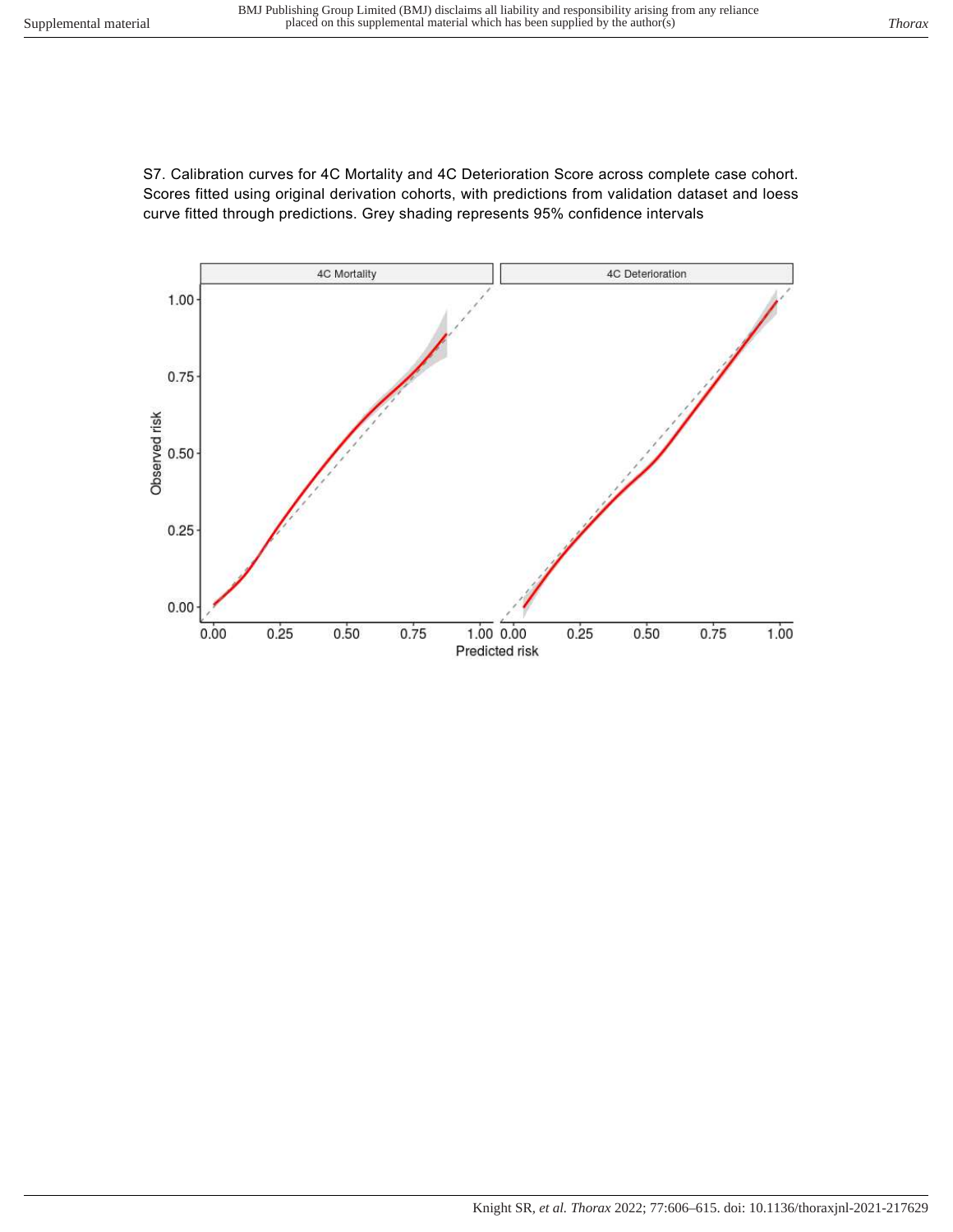S7. Calibration curves for 4C Mortality and 4C Deterioration Score across complete case cohort. Scores fitted using original derivation cohorts, with predictions from validation dataset and loess curve fitted through predictions. Grey shading represents 95% confidence intervals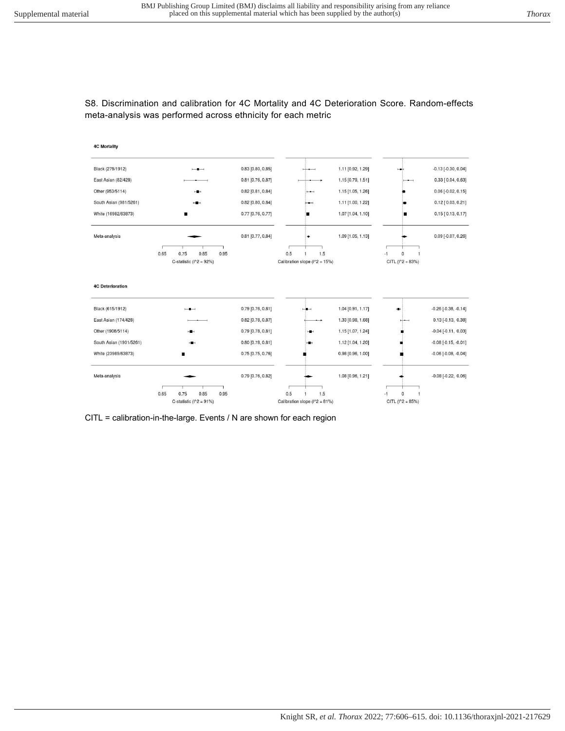S8. Discrimination and calibration for 4C Mortality and 4C Deterioration Score. Random-effects meta-analysis was performed across ethnicity for each metric

**4C Mortality**

| Group | C-statistic ($I^2$ = 92%) | Calibration slope ($I^2$ = 15%) | CITL ($I^2$ = 83%) |
|---|---|---|---|
| Black (279/1912) | 0.83 [0.80, 0.85] | 1.11 [0.92, 1.29] | -0.13 [-0.30, 0.04] |
| East Asian (82/428) | 0.81 [0.76, 0.87] | 1.15 [0.79, 1.51] | 0.33 [0.04, 0.63] |
| Other (953/5114) | 0.82 [0.81, 0.84] | 1.15 [1.05, 1.26] | 0.06 [-0.02, 0.15] |
| South Asian (981/5261) | 0.82 [0.80, 0.84] | 1.11 [1.00, 1.22] | 0.12 [0.03, 0.21] |
| White (16982/63873) | 0.77 [0.76, 0.77] | 1.07 [1.04, 1.10] | 0.15 [0.13, 0.17] |
| Meta-analysis | 0.81 [0.77, 0.84] | 1.09 [1.05, 1.13] | 0.09 [-0.07, 0.26] |

**4C Deterioration**

| Group | C-statistic ($I^2$ = 91%) | Calibration slope ($I^2$ = 81%) | CITL ($I^2$ = 85%) |
|---|---|---|---|
| Black (615/1912) | 0.79 [0.76, 0.81] | 1.04 [0.91, 1.17] | -0.26 [-0.38, -0.14] |
| East Asian (174/428) | 0.82 [0.78, 0.87] | 1.33 [0.98, 1.68] | 0.13 [-0.13, 0.39] |
| Other (1908/5114) | 0.79 [0.78, 0.81] | 1.15 [1.07, 1.24] | -0.04 [-0.11, 0.03] |
| South Asian (1901/5261) | 0.80 [0.78, 0.81] | 1.12 [1.04, 1.20] | -0.08 [-0.15, -0.01] |
| White (23989/63873) | 0.75 [0.75, 0.76] | 0.98 [0.96, 1.00] | -0.06 [-0.08, -0.04] |
| Meta-analysis | 0.79 [0.76, 0.82] | 1.08 [0.96, 1.21] | -0.08 [-0.22, 0.06] |

CITL = calibration-in-the-large. Events / N are shown for each region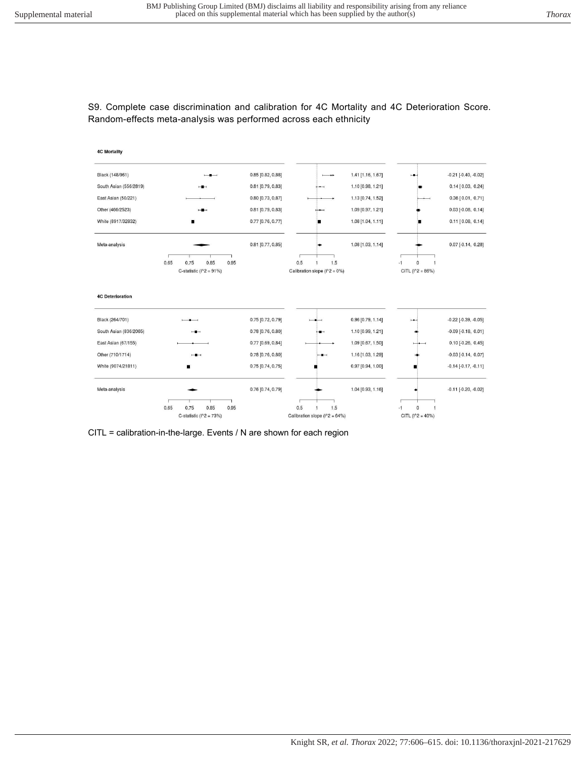S9. Complete case discrimination and calibration for 4C Mortality and 4C Deterioration Score. Random-effects meta-analysis was performed across each ethnicity

**4C Mortality**

| Ethnicity (Events/N) | C-statistic | Calibration slope | CITL |
|---|---|---|---|
| Black (148/961) | 0.85 [0.82, 0.88] | 1.41 [1.16, 1.67] | -0.21 [-0.40, -0.02] |
| South Asian (556/2819) | 0.81 [0.79, 0.83] | 1.10 [0.98, 1.21] | 0.14 [0.03, 0.24] |
| East Asian (50/221) | 0.80 [0.73, 0.87] | 1.13 [0.74, 1.52] | 0.36 [0.01, 0.71] |
| Other (466/2523) | 0.81 [0.79, 0.83] | 1.09 [0.97, 1.21] | 0.03 [-0.08, 0.14] |
| White (8917/32832) | 0.77 [0.76, 0.77] | 1.08 [1.04, 1.11] | 0.11 [0.08, 0.14] |
| Meta-analysis | 0.81 [0.77, 0.85] | 1.08 [1.03, 1.14] | 0.07 [-0.14, 0.28] |
| | C-statistic (I^2 = 91%) | Calibration slope (I^2 = 0%) | CITL (I^2 = 86%) |

**4C Deterioration**

| Ethnicity (Events/N) | C-statistic | Calibration slope | CITL |
|---|---|---|---|
| Black (264/701) | 0.75 [0.72, 0.79] | 0.96 [0.79, 1.14] | -0.22 [-0.39, -0.05] |
| South Asian (836/2065) | 0.78 [0.76, 0.80] | 1.10 [0.99, 1.21] | -0.09 [-0.18, 0.01] |
| East Asian (67/155) | 0.77 [0.69, 0.84] | 1.09 [0.67, 1.50] | 0.10 [-0.26, 0.45] |
| Other (710/1714) | 0.78 [0.76, 0.80] | 1.16 [1.03, 1.29] | -0.03 [-0.14, 0.07] |
| White (9074/21811) | 0.75 [0.74, 0.75] | 0.97 [0.94, 1.00] | -0.14 [-0.17, -0.11] |
| Meta-analysis | 0.76 [0.74, 0.79] | 1.04 [0.93, 1.16] | -0.11 [-0.20, -0.02] |
| | C-statistic (I^2 = 73%) | Calibration slope (I^2 = 64%) | CITL (I^2 = 40%) |

CITL = calibration-in-the-large. Events / N are shown for each region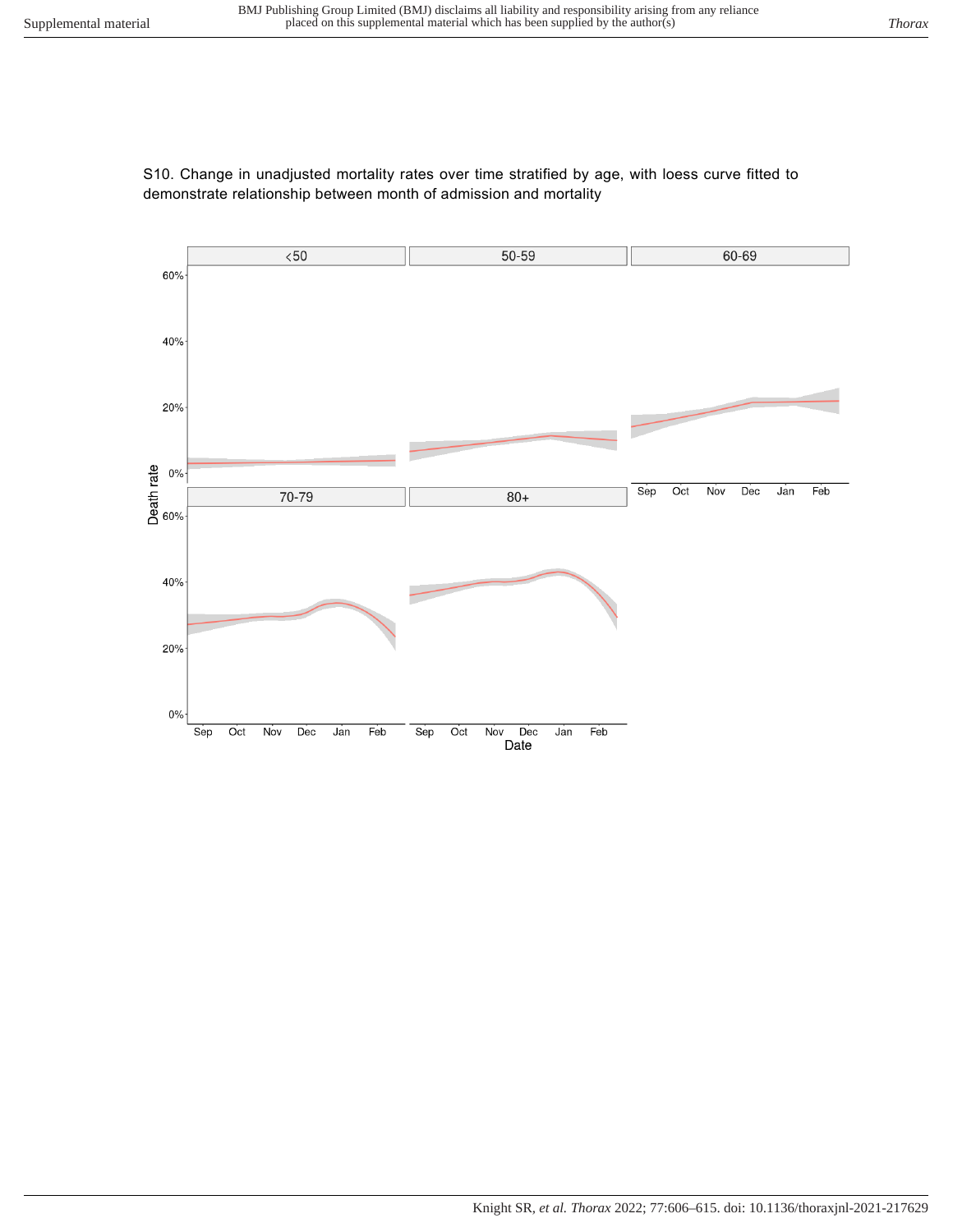S10. Change in unadjusted mortality rates over time stratified by age, with loess curve fitted to demonstrate relationship between month of admission and mortality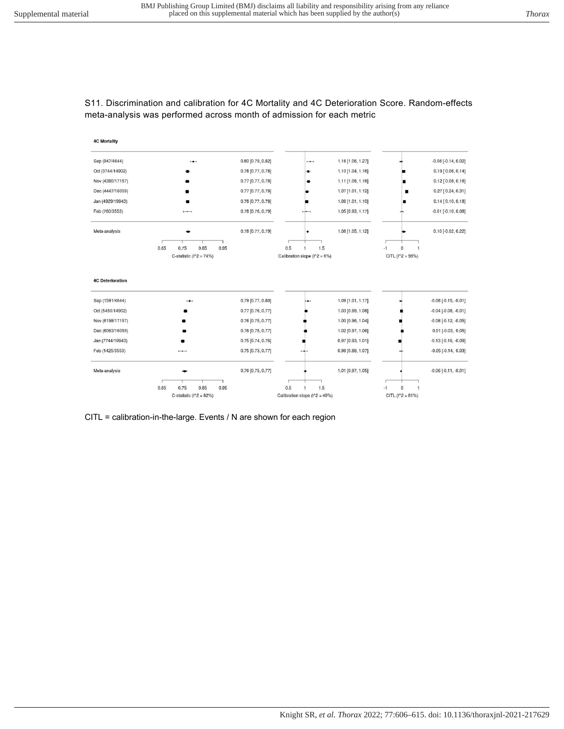S11. Discrimination and calibration for 4C Mortality and 4C Deterioration Score. Random-effects meta-analysis was performed across month of admission for each metric

**4C Mortality**

| Month (Events/N) | C-statistic | Calibration slope | CITL |
|---|---|---|---|
| Sep (947/4644) | 0.80 [0.79, 0.82] | 1.16 [1.06, 1.27] | -0.06 [-0.14, 0.02] |
| Oct (3744/14902) | 0.78 [0.77, 0.78] | 1.10 [1.04, 1.16] | 0.10 [0.06, 0.14] |
| Nov (4380/17157) | 0.77 [0.77, 0.78] | 1.11 [1.06, 1.16] | 0.12 [0.08, 0.16] |
| Dec (4447/16059) | 0.77 [0.77, 0.78] | 1.07 [1.01, 1.12] | 0.27 [0.24, 0.31] |
| Jan (4929/19943) | 0.78 [0.77, 0.78] | 1.06 [1.01, 1.10] | 0.14 [0.10, 0.18] |
| Feb (760/3553) | 0.78 [0.76, 0.79] | 1.05 [0.93, 1.17] | -0.01 [-0.10, 0.08] |
| Meta-analysis | 0.78 [0.77, 0.79] | 1.08 [1.05, 1.12] | 0.10 [-0.02, 0.22] |

C-statistic ($I^2$ = 74%); Calibration slope ($I^2$ = 6%); CITL ($I^2$ = 96%)

**4C Deterioration**

| Month (Events/N) | C-statistic | Calibration slope | CITL |
|---|---|---|---|
| Sep (1591/4644) | 0.79 [0.77, 0.80] | 1.09 [1.01, 1.17] | -0.08 [-0.15, -0.01] |
| Oct (5450/14902) | 0.77 [0.76, 0.77] | 1.03 [0.99, 1.08] | -0.04 [-0.08, -0.01] |
| Nov (6198/17157) | 0.76 [0.75, 0.77] | 1.00 [0.96, 1.04] | -0.08 [-0.12, -0.05] |
| Dec (6063/16059) | 0.76 [0.75, 0.77] | 1.02 [0.97, 1.06] | 0.01 [-0.03, 0.05] |
| Jan (7744/19943) | 0.75 [0.74, 0.76] | 0.97 [0.93, 1.01] | -0.13 [-0.16, -0.09] |
| Feb (1425/3553) | 0.75 [0.73, 0.77] | 0.98 [0.88, 1.07] | -0.05 [-0.14, 0.03] |
| Meta-analysis | 0.76 [0.75, 0.77] | 1.01 [0.97, 1.05] | -0.06 [-0.11, -0.01] |

C-statistic ($I^2$ = 82%); Calibration slope ($I^2$ = 49%); CITL ($I^2$ = 81%)

CITL = calibration-in-the-large. Events / N are shown for each region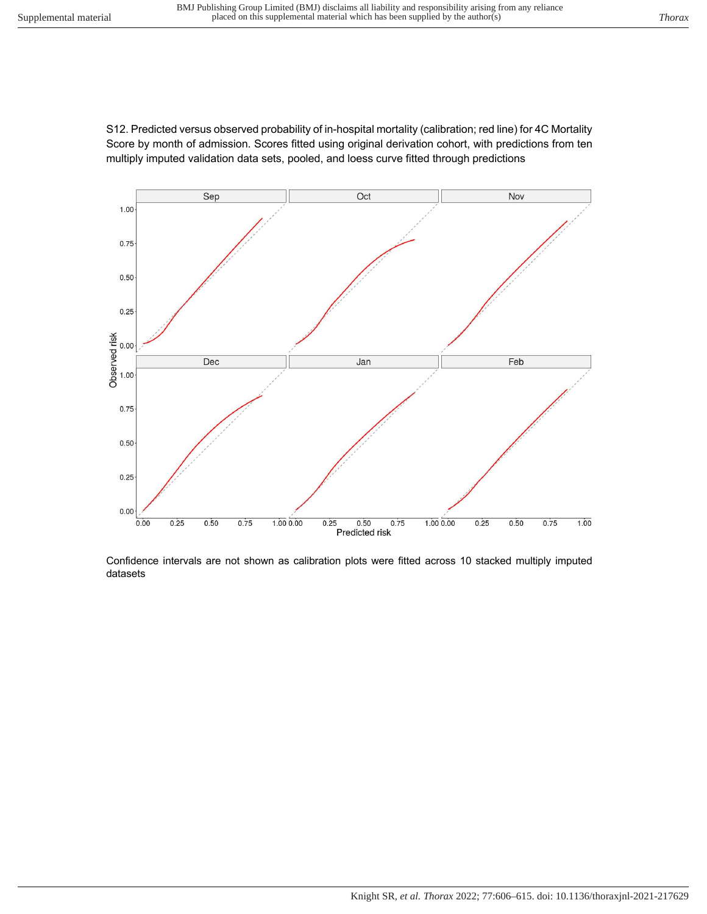S12. Predicted versus observed probability of in-hospital mortality (calibration; red line) for 4C Mortality Score by month of admission. Scores fitted using original derivation cohort, with predictions from ten multiply imputed validation data sets, pooled, and loess curve fitted through predictions

Confidence intervals are not shown as calibration plots were fitted across 10 stacked multiply imputed datasets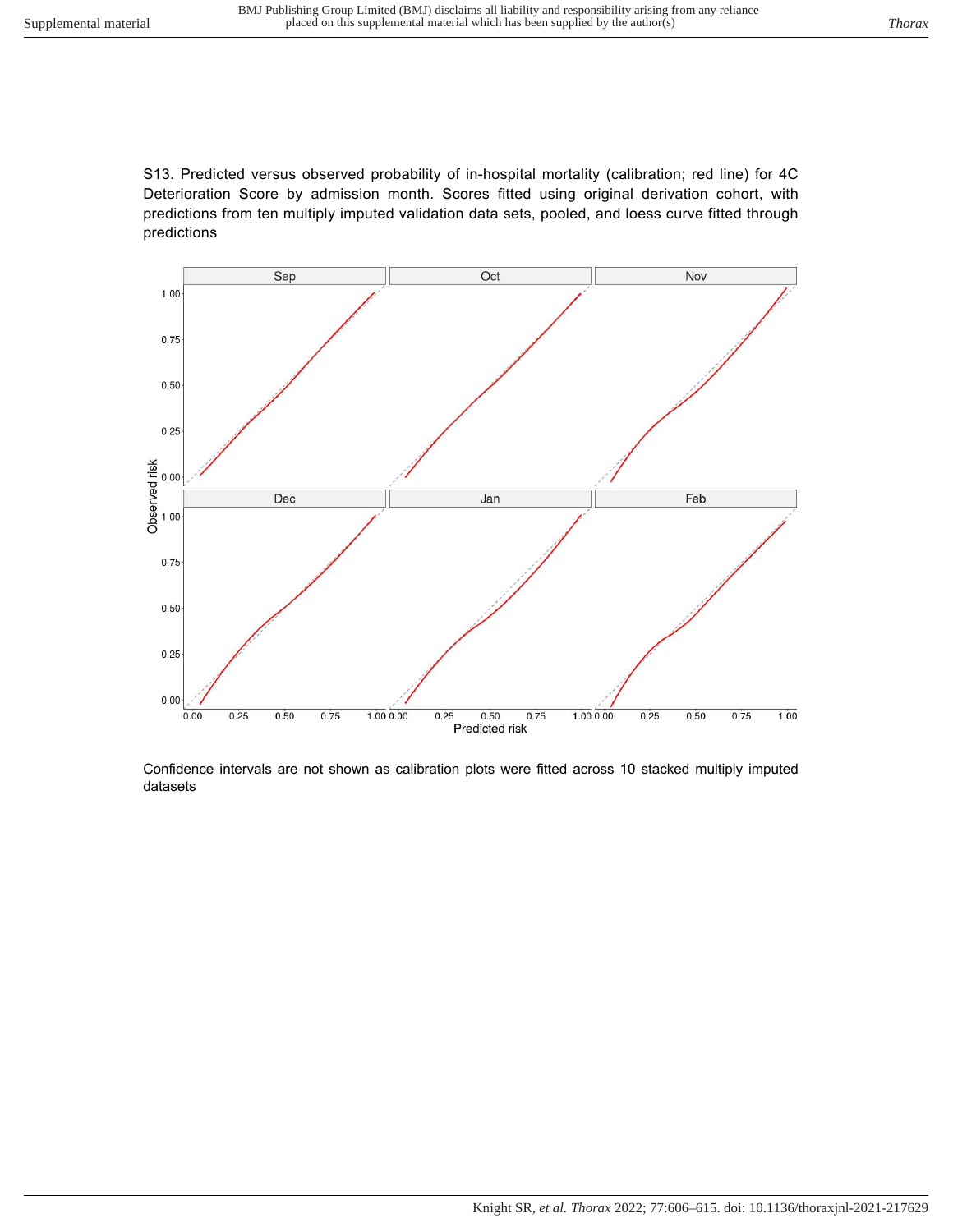S13. Predicted versus observed probability of in-hospital mortality (calibration; red line) for 4C Deterioration Score by admission month. Scores fitted using original derivation cohort, with predictions from ten multiply imputed validation data sets, pooled, and loess curve fitted through predictions

Confidence intervals are not shown as calibration plots were fitted across 10 stacked multiply imputed datasets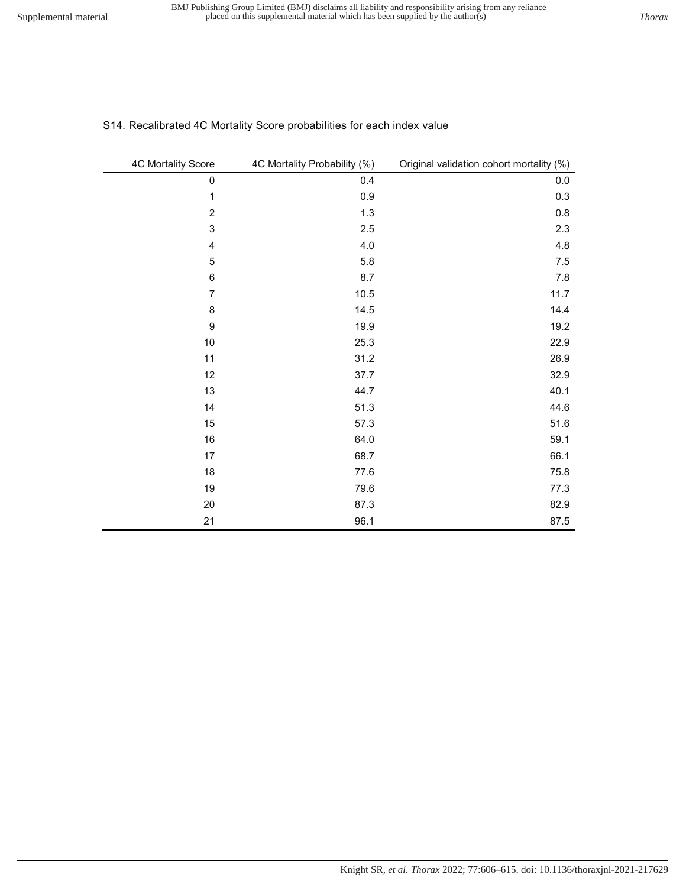S14. Recalibrated 4C Mortality Score probabilities for each index value

| 4C Mortality Score | 4C Mortality Probability (%) | Original validation cohort mortality (%) |
|---|---|---|
| 0 | 0.4 | 0.0 |
| 1 | 0.9 | 0.3 |
| 2 | 1.3 | 0.8 |
| 3 | 2.5 | 2.3 |
| 4 | 4.0 | 4.8 |
| 5 | 5.8 | 7.5 |
| 6 | 8.7 | 7.8 |
| 7 | 10.5 | 11.7 |
| 8 | 14.5 | 14.4 |
| 9 | 19.9 | 19.2 |
| 10 | 25.3 | 22.9 |
| 11 | 31.2 | 26.9 |
| 12 | 37.7 | 32.9 |
| 13 | 44.7 | 40.1 |
| 14 | 51.3 | 44.6 |
| 15 | 57.3 | 51.6 |
| 16 | 64.0 | 59.1 |
| 17 | 68.7 | 66.1 |
| 18 | 77.6 | 75.8 |
| 19 | 79.6 | 77.3 |
| 20 | 87.3 | 82.9 |
| 21 | 96.1 | 87.5 |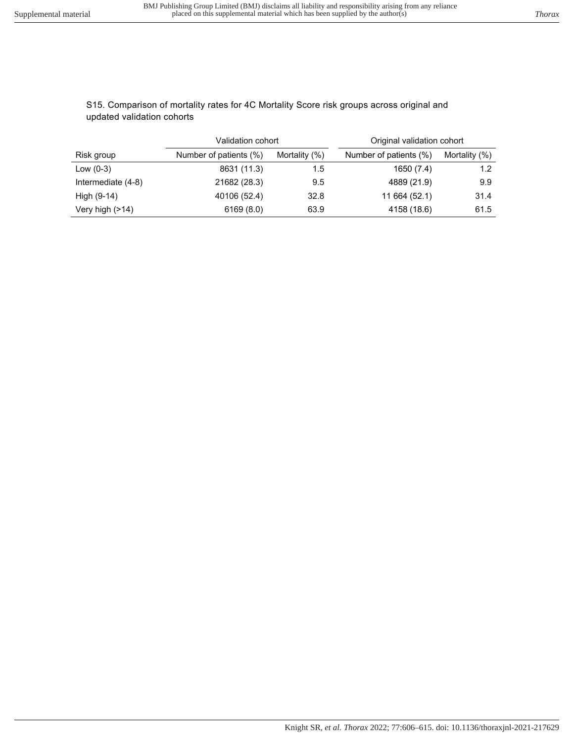S15. Comparison of mortality rates for 4C Mortality Score risk groups across original and updated validation cohorts

| | Validation cohort | | Original validation cohort | |
|---|---|---|---|---|
| Risk group | Number of patients (%) | Mortality (%) | Number of patients (%) | Mortality (%) |
| Low (0-3) | 8631 (11.3) | 1.5 | 1650 (7.4) | 1.2 |
| Intermediate (4-8) | 21682 (28.3) | 9.5 | 4889 (21.9) | 9.9 |
| High (9-14) | 40106 (52.4) | 32.8 | 11 664 (52.1) | 31.4 |
| Very high (>14) | 6169 (8.0) | 63.9 | 4158 (18.6) | 61.5 |